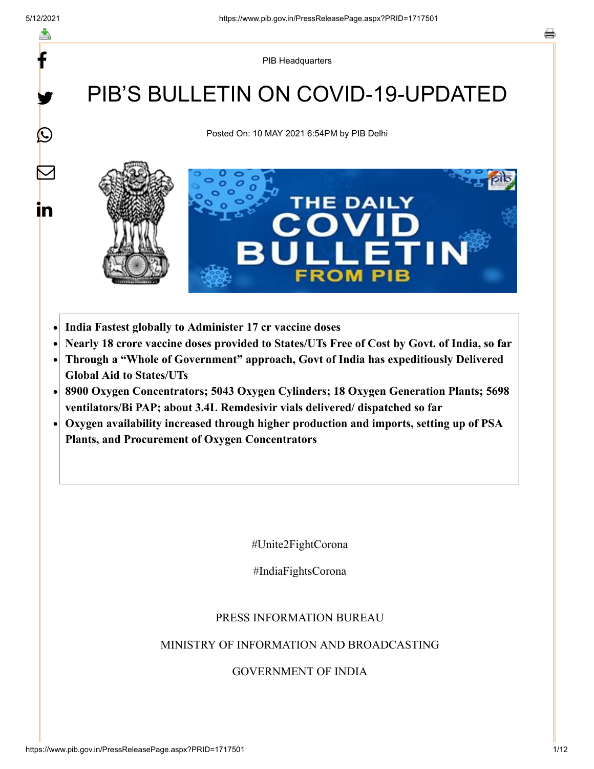PIB Headquarters

# PIB'S BULLETIN ON COVID-19-UPDATED

Posted On: 10 MAY 2021 6:54PM by PIB Delhi

- **India Fastest globally to Administer 17 cr vaccine doses**
- **Nearly 18 crore vaccine doses provided to States/UTs Free of Cost by Govt. of India, so far**
- **Through a "Whole of Government" approach, Govt of India has expeditiously Delivered Global Aid to States/UTs**
- **8900 Oxygen Concentrators; 5043 Oxygen Cylinders; 18 Oxygen Generation Plants; 5698 ventilators/Bi PAP; about 3.4L Remdesivir vials delivered/ dispatched so far**
- **Oxygen availability increased through higher production and imports, setting up of PSA Plants, and Procurement of Oxygen Concentrators**

#Unite2FightCorona

#IndiaFightsCorona

PRESS INFORMATION BUREAU

MINISTRY OF INFORMATION AND BROADCASTING

GOVERNMENT OF INDIA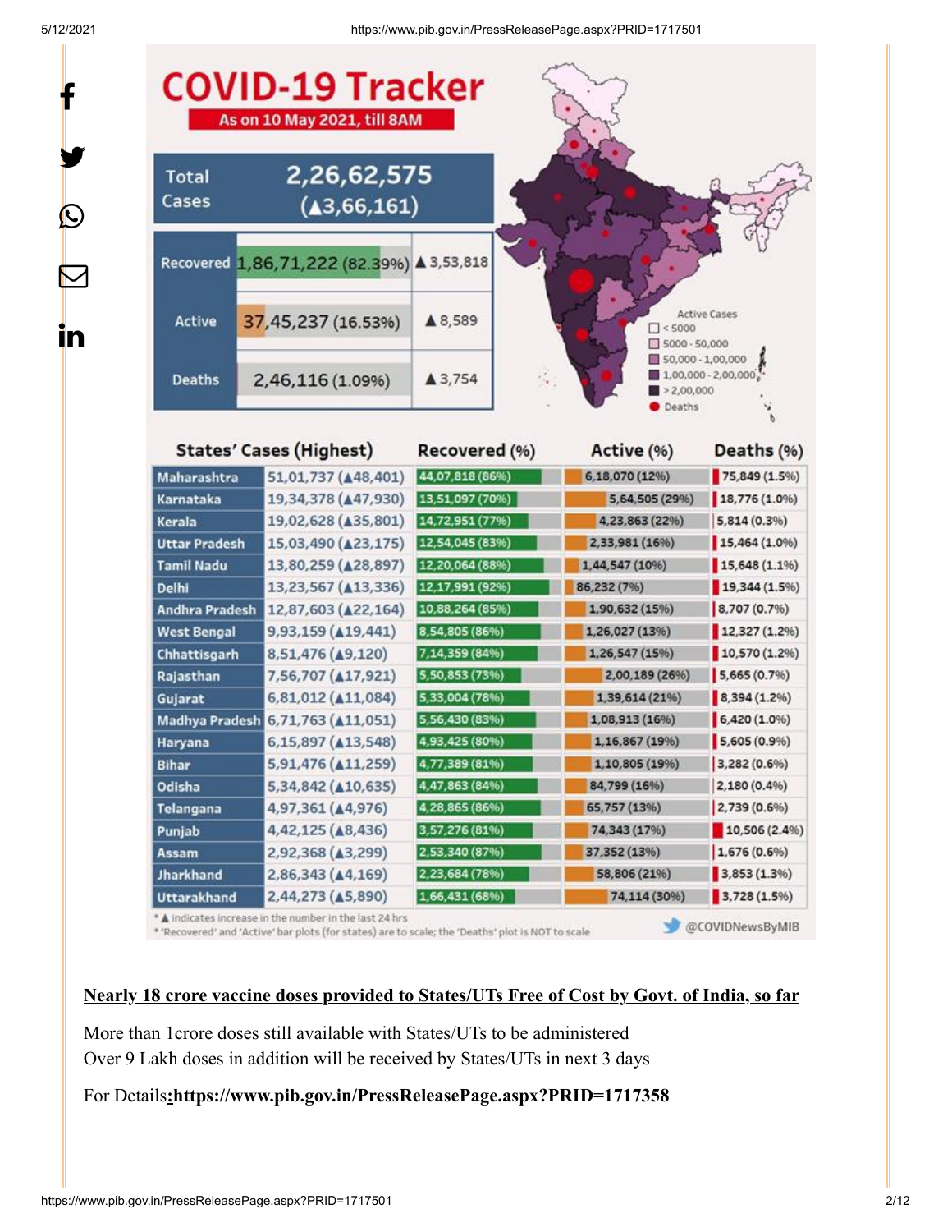# COVID-19 Tracker

**As on 10 May 2021, till 8AM**

| | | |
|---|---|---|
| Total Cases | 2,26,62,575 (▲3,66,161) | |
| Recovered | 1,86,71,222 (82.39%) | ▲3,53,818 |
| Active | 37,45,237 (16.53%) | ▲8,589 |
| Deaths | 2,46,116 (1.09%) | ▲3,754 |

Active Cases
- < 5000
- 5000 - 50,000
- 50,000 - 1,00,000
- 1,00,000 - 2,00,000
- > 2,00,000
- Deaths

| States' Cases (Highest) | | Recovered (%) | Active (%) | Deaths (%) |
|---|---|---|---|---|
| Maharashtra | 51,01,737 (▲48,401) | 44,07,818 (86%) | 6,18,070 (12%) | 75,849 (1.5%) |
| Karnataka | 19,34,378 (▲47,930) | 13,51,097 (70%) | 5,64,505 (29%) | 18,776 (1.0%) |
| Kerala | 19,02,628 (▲35,801) | 14,72,951 (77%) | 4,23,863 (22%) | 5,814 (0.3%) |
| Uttar Pradesh | 15,03,490 (▲23,175) | 12,54,045 (83%) | 2,33,981 (16%) | 15,464 (1.0%) |
| Tamil Nadu | 13,80,259 (▲28,897) | 12,20,064 (88%) | 1,44,547 (10%) | 15,648 (1.1%) |
| Delhi | 13,23,567 (▲13,336) | 12,17,991 (92%) | 86,232 (7%) | 19,344 (1.5%) |
| Andhra Pradesh | 12,87,603 (▲22,164) | 10,88,264 (85%) | 1,90,632 (15%) | 8,707 (0.7%) |
| West Bengal | 9,93,159 (▲19,441) | 8,54,805 (86%) | 1,26,027 (13%) | 12,327 (1.2%) |
| Chhattisgarh | 8,51,476 (▲9,120) | 7,14,359 (84%) | 1,26,547 (15%) | 10,570 (1.2%) |
| Rajasthan | 7,56,707 (▲17,921) | 5,50,853 (73%) | 2,00,189 (26%) | 5,665 (0.7%) |
| Gujarat | 6,81,012 (▲11,084) | 5,33,004 (78%) | 1,39,614 (21%) | 8,394 (1.2%) |
| Madhya Pradesh | 6,71,763 (▲11,051) | 5,56,430 (83%) | 1,08,913 (16%) | 6,420 (1.0%) |
| Haryana | 6,15,897 (▲13,548) | 4,93,425 (80%) | 1,16,867 (19%) | 5,605 (0.9%) |
| Bihar | 5,91,476 (▲11,259) | 4,77,389 (81%) | 1,10,805 (19%) | 3,282 (0.6%) |
| Odisha | 5,34,842 (▲10,635) | 4,47,863 (84%) | 84,799 (16%) | 2,180 (0.4%) |
| Telangana | 4,97,361 (▲4,976) | 4,28,865 (86%) | 65,757 (13%) | 2,739 (0.6%) |
| Punjab | 4,42,125 (▲8,436) | 3,57,276 (81%) | 74,343 (17%) | 10,506 (2.4%) |
| Assam | 2,92,368 (▲3,299) | 2,53,340 (87%) | 37,352 (13%) | 1,676 (0.6%) |
| Jharkhand | 2,86,343 (▲4,169) | 2,23,684 (78%) | 58,806 (21%) | 3,853 (1.3%) |
| Uttarakhand | 2,44,273 (▲5,890) | 1,66,431 (68%) | 74,114 (30%) | 3,728 (1.5%) |

* ▲ indicates increase in the number in the last 24 hrs
* 'Recovered' and 'Active' bar plots (for states) are to scale; the 'Deaths' plot is NOT to scale

@COVIDNewsByMIB

**Nearly 18 crore vaccine doses provided to States/UTs Free of Cost by Govt. of India, so far**

More than 1crore doses still available with States/UTs to be administered
Over 9 Lakh doses in addition will be received by States/UTs in next 3 days

For Details**:https://www.pib.gov.in/PressReleasePage.aspx?PRID=1717358**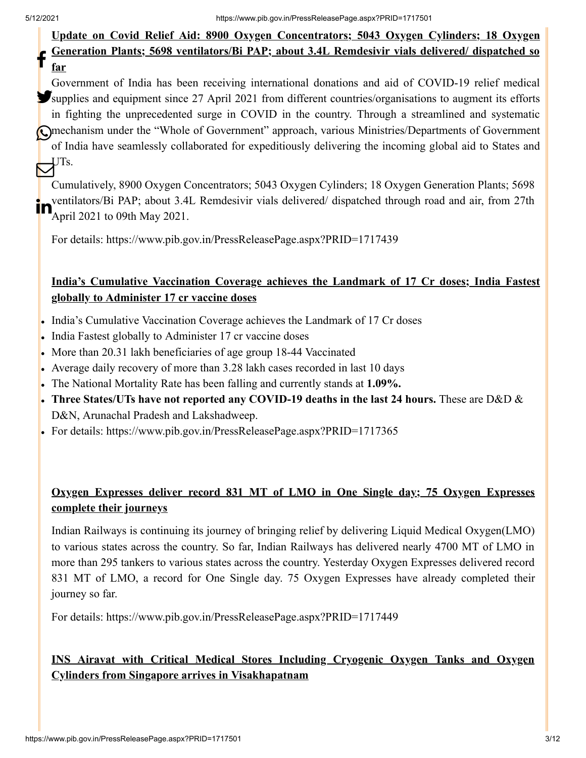**Update on Covid Relief Aid: 8900 Oxygen Concentrators; 5043 Oxygen Cylinders; 18 Oxygen Generation Plants; 5698 ventilators/Bi PAP; about 3.4L Remdesivir vials delivered/ dispatched so far**

Government of India has been receiving international donations and aid of COVID-19 relief medical supplies and equipment since 27 April 2021 from different countries/organisations to augment its efforts in fighting the unprecedented surge in COVID in the country. Through a streamlined and systematic mechanism under the "Whole of Government" approach, various Ministries/Departments of Government of India have seamlessly collaborated for expeditiously delivering the incoming global aid to States and UTs.

Cumulatively, 8900 Oxygen Concentrators; 5043 Oxygen Cylinders; 18 Oxygen Generation Plants; 5698 ventilators/Bi PAP; about 3.4L Remdesivir vials delivered/ dispatched through road and air, from 27th April 2021 to 09th May 2021.

For details: https://www.pib.gov.in/PressReleasePage.aspx?PRID=1717439

**India's Cumulative Vaccination Coverage achieves the Landmark of 17 Cr doses; India Fastest globally to Administer 17 cr vaccine doses**

- India's Cumulative Vaccination Coverage achieves the Landmark of 17 Cr doses
- India Fastest globally to Administer 17 cr vaccine doses
- More than 20.31 lakh beneficiaries of age group 18-44 Vaccinated
- Average daily recovery of more than 3.28 lakh cases recorded in last 10 days
- The National Mortality Rate has been falling and currently stands at **1.09%.**
- **Three States/UTs have not reported any COVID-19 deaths in the last 24 hours.** These are D&D & D&N, Arunachal Pradesh and Lakshadweep.
- For details: https://www.pib.gov.in/PressReleasePage.aspx?PRID=1717365

**Oxygen Expresses deliver record 831 MT of LMO in One Single day; 75 Oxygen Expresses complete their journeys**

Indian Railways is continuing its journey of bringing relief by delivering Liquid Medical Oxygen(LMO) to various states across the country. So far, Indian Railways has delivered nearly 4700 MT of LMO in more than 295 tankers to various states across the country. Yesterday Oxygen Expresses delivered record 831 MT of LMO, a record for One Single day. 75 Oxygen Expresses have already completed their journey so far.

For details: https://www.pib.gov.in/PressReleasePage.aspx?PRID=1717449

**INS Airavat with Critical Medical Stores Including Cryogenic Oxygen Tanks and Oxygen Cylinders from Singapore arrives in Visakhapatnam**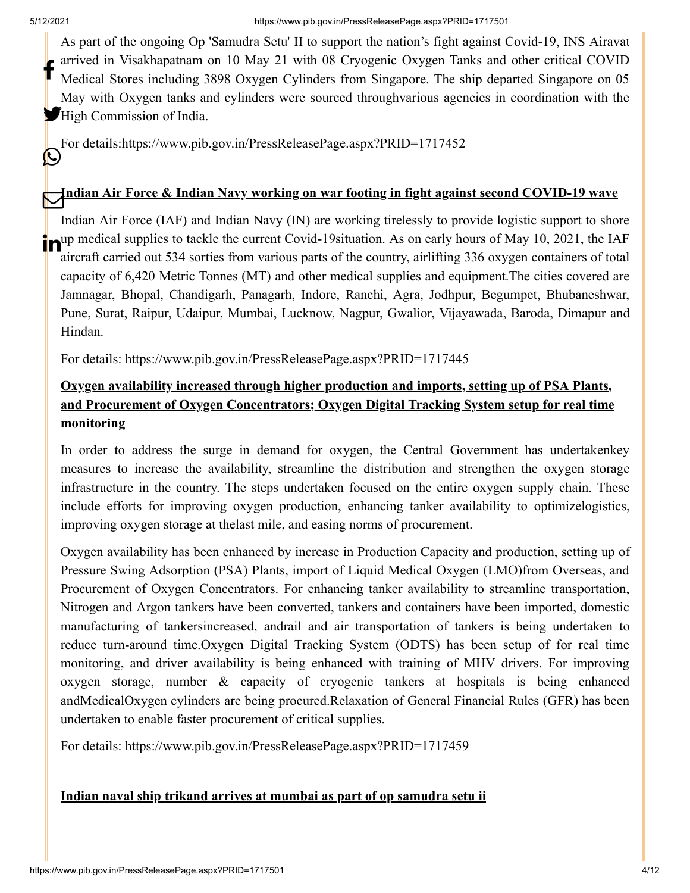As part of the ongoing Op 'Samudra Setu' II to support the nation's fight against Covid-19, INS Airavat arrived in Visakhapatnam on 10 May 21 with 08 Cryogenic Oxygen Tanks and other critical COVID Medical Stores including 3898 Oxygen Cylinders from Singapore. The ship departed Singapore on 05 May with Oxygen tanks and cylinders were sourced throughvarious agencies in coordination with the High Commission of India.

For details:https://www.pib.gov.in/PressReleasePage.aspx?PRID=1717452

**Indian Air Force & Indian Navy working on war footing in fight against second COVID-19 wave**

Indian Air Force (IAF) and Indian Navy (IN) are working tirelessly to provide logistic support to shore up medical supplies to tackle the current Covid-19situation. As on early hours of May 10, 2021, the IAF aircraft carried out 534 sorties from various parts of the country, airlifting 336 oxygen containers of total capacity of 6,420 Metric Tonnes (MT) and other medical supplies and equipment.The cities covered are Jamnagar, Bhopal, Chandigarh, Panagarh, Indore, Ranchi, Agra, Jodhpur, Begumpet, Bhubaneshwar, Pune, Surat, Raipur, Udaipur, Mumbai, Lucknow, Nagpur, Gwalior, Vijayawada, Baroda, Dimapur and Hindan.

For details: https://www.pib.gov.in/PressReleasePage.aspx?PRID=1717445

**Oxygen availability increased through higher production and imports, setting up of PSA Plants, and Procurement of Oxygen Concentrators; Oxygen Digital Tracking System setup for real time monitoring**

In order to address the surge in demand for oxygen, the Central Government has undertakenkey measures to increase the availability, streamline the distribution and strengthen the oxygen storage infrastructure in the country. The steps undertaken focused on the entire oxygen supply chain. These include efforts for improving oxygen production, enhancing tanker availability to optimizelogistics, improving oxygen storage at thelast mile, and easing norms of procurement.

Oxygen availability has been enhanced by increase in Production Capacity and production, setting up of Pressure Swing Adsorption (PSA) Plants, import of Liquid Medical Oxygen (LMO)from Overseas, and Procurement of Oxygen Concentrators. For enhancing tanker availability to streamline transportation, Nitrogen and Argon tankers have been converted, tankers and containers have been imported, domestic manufacturing of tankersincreased, andrail and air transportation of tankers is being undertaken to reduce turn-around time.Oxygen Digital Tracking System (ODTS) has been setup of for real time monitoring, and driver availability is being enhanced with training of MHV drivers. For improving oxygen storage, number & capacity of cryogenic tankers at hospitals is being enhanced andMedicalOxygen cylinders are being procured.Relaxation of General Financial Rules (GFR) has been undertaken to enable faster procurement of critical supplies.

For details: https://www.pib.gov.in/PressReleasePage.aspx?PRID=1717459

**Indian naval ship trikand arrives at mumbai as part of op samudra setu ii**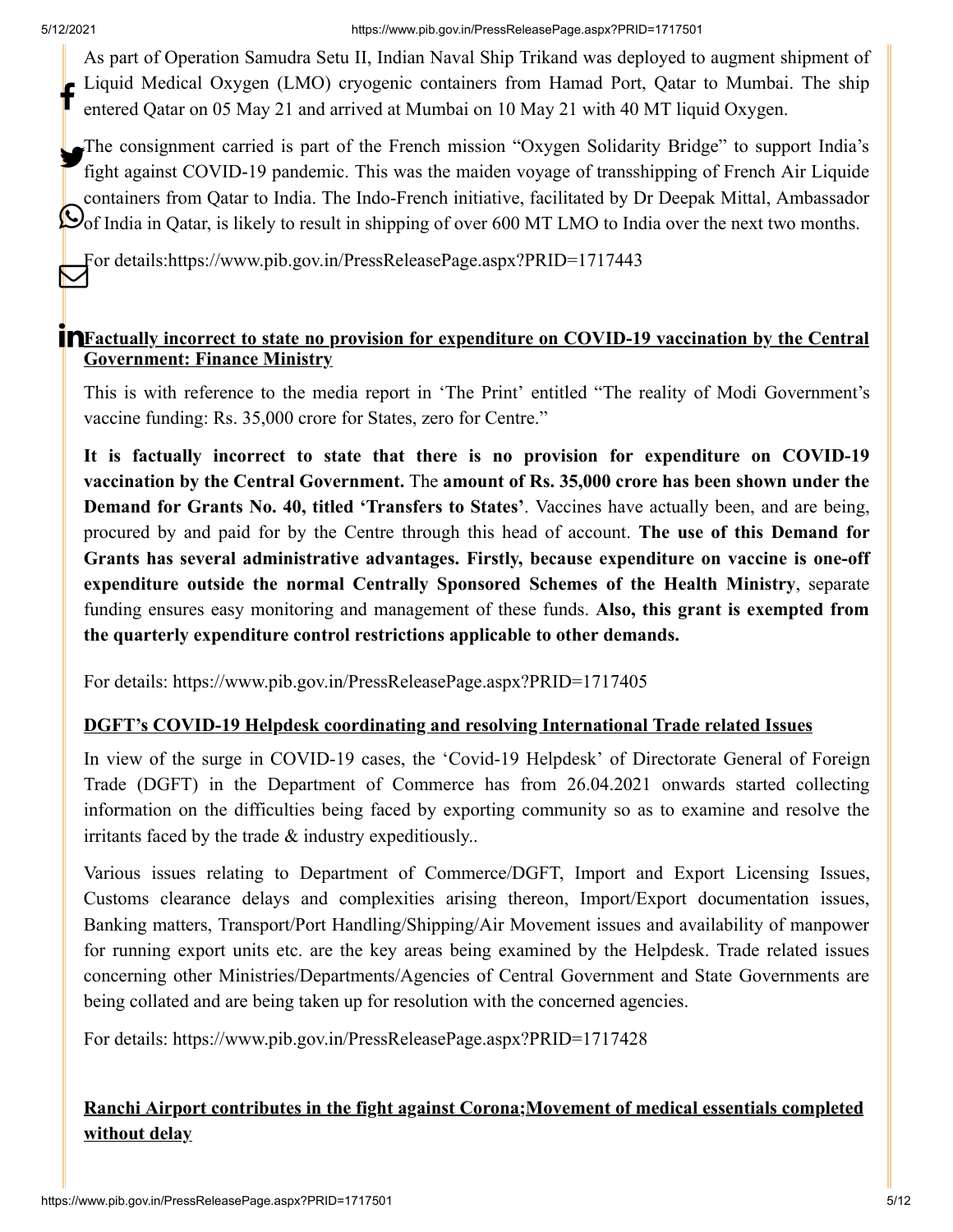As part of Operation Samudra Setu II, Indian Naval Ship Trikand was deployed to augment shipment of Liquid Medical Oxygen (LMO) cryogenic containers from Hamad Port, Qatar to Mumbai. The ship entered Qatar on 05 May 21 and arrived at Mumbai on 10 May 21 with 40 MT liquid Oxygen.

The consignment carried is part of the French mission "Oxygen Solidarity Bridge" to support India's fight against COVID-19 pandemic. This was the maiden voyage of transshipping of French Air Liquide containers from Qatar to India. The Indo-French initiative, facilitated by Dr Deepak Mittal, Ambassador of India in Qatar, is likely to result in shipping of over 600 MT LMO to India over the next two months.

For details:https://www.pib.gov.in/PressReleasePage.aspx?PRID=1717443

**Factually incorrect to state no provision for expenditure on COVID-19 vaccination by the Central Government: Finance Ministry**

This is with reference to the media report in 'The Print' entitled "The reality of Modi Government's vaccine funding: Rs. 35,000 crore for States, zero for Centre."

**It is factually incorrect to state that there is no provision for expenditure on COVID-19 vaccination by the Central Government.** The **amount of Rs. 35,000 crore has been shown under the Demand for Grants No. 40, titled 'Transfers to States'**. Vaccines have actually been, and are being, procured by and paid for by the Centre through this head of account. **The use of this Demand for Grants has several administrative advantages. Firstly, because expenditure on vaccine is one-off expenditure outside the normal Centrally Sponsored Schemes of the Health Ministry**, separate funding ensures easy monitoring and management of these funds. **Also, this grant is exempted from the quarterly expenditure control restrictions applicable to other demands.**

For details: https://www.pib.gov.in/PressReleasePage.aspx?PRID=1717405

**DGFT's COVID-19 Helpdesk coordinating and resolving International Trade related Issues**

In view of the surge in COVID-19 cases, the 'Covid-19 Helpdesk' of Directorate General of Foreign Trade (DGFT) in the Department of Commerce has from 26.04.2021 onwards started collecting information on the difficulties being faced by exporting community so as to examine and resolve the irritants faced by the trade & industry expeditiously..

Various issues relating to Department of Commerce/DGFT, Import and Export Licensing Issues, Customs clearance delays and complexities arising thereon, Import/Export documentation issues, Banking matters, Transport/Port Handling/Shipping/Air Movement issues and availability of manpower for running export units etc. are the key areas being examined by the Helpdesk. Trade related issues concerning other Ministries/Departments/Agencies of Central Government and State Governments are being collated and are being taken up for resolution with the concerned agencies.

For details: https://www.pib.gov.in/PressReleasePage.aspx?PRID=1717428

**Ranchi Airport contributes in the fight against Corona;Movement of medical essentials completed without delay**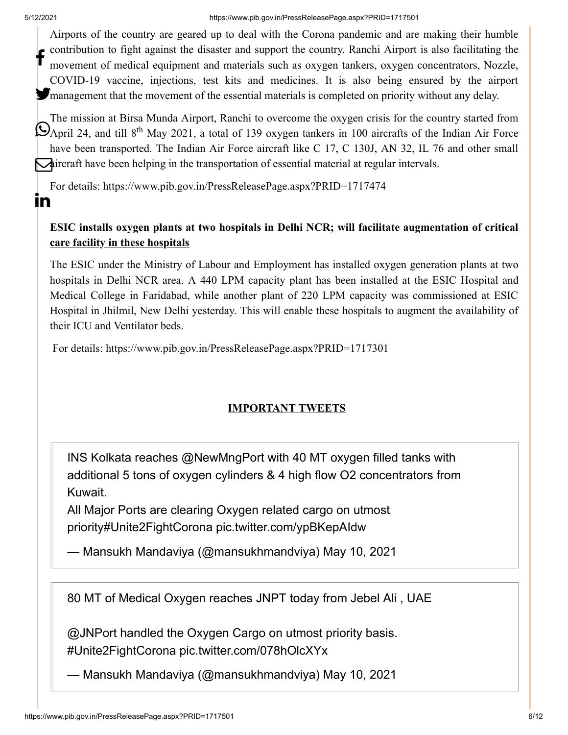Airports of the country are geared up to deal with the Corona pandemic and are making their humble contribution to fight against the disaster and support the country. Ranchi Airport is also facilitating the movement of medical equipment and materials such as oxygen tankers, oxygen concentrators, Nozzle, COVID-19 vaccine, injections, test kits and medicines. It is also being ensured by the airport management that the movement of the essential materials is completed on priority without any delay.

The mission at Birsa Munda Airport, Ranchi to overcome the oxygen crisis for the country started from April 24, and till 8th May 2021, a total of 139 oxygen tankers in 100 aircrafts of the Indian Air Force have been transported. The Indian Air Force aircraft like C 17, C 130J, AN 32, IL 76 and other small aircraft have been helping in the transportation of essential material at regular intervals.

For details: https://www.pib.gov.in/PressReleasePage.aspx?PRID=1717474

**ESIC installs oxygen plants at two hospitals in Delhi NCR; will facilitate augmentation of critical care facility in these hospitals**

The ESIC under the Ministry of Labour and Employment has installed oxygen generation plants at two hospitals in Delhi NCR area. A 440 LPM capacity plant has been installed at the ESIC Hospital and Medical College in Faridabad, while another plant of 220 LPM capacity was commissioned at ESIC Hospital in Jhilmil, New Delhi yesterday. This will enable these hospitals to augment the availability of their ICU and Ventilator beds.

For details: https://www.pib.gov.in/PressReleasePage.aspx?PRID=1717301

## IMPORTANT TWEETS

> INS Kolkata reaches @NewMngPort with 40 MT oxygen filled tanks with additional 5 tons of oxygen cylinders & 4 high flow O2 concentrators from Kuwait.
> All Major Ports are clearing Oxygen related cargo on utmost priority#Unite2FightCorona pic.twitter.com/ypBKepAIdw
>
> — Mansukh Mandaviya (@mansukhmandviya) May 10, 2021

> 80 MT of Medical Oxygen reaches JNPT today from Jebel Ali , UAE
>
> @JNPort handled the Oxygen Cargo on utmost priority basis. #Unite2FightCorona pic.twitter.com/078hOlcXYx
>
> — Mansukh Mandaviya (@mansukhmandviya) May 10, 2021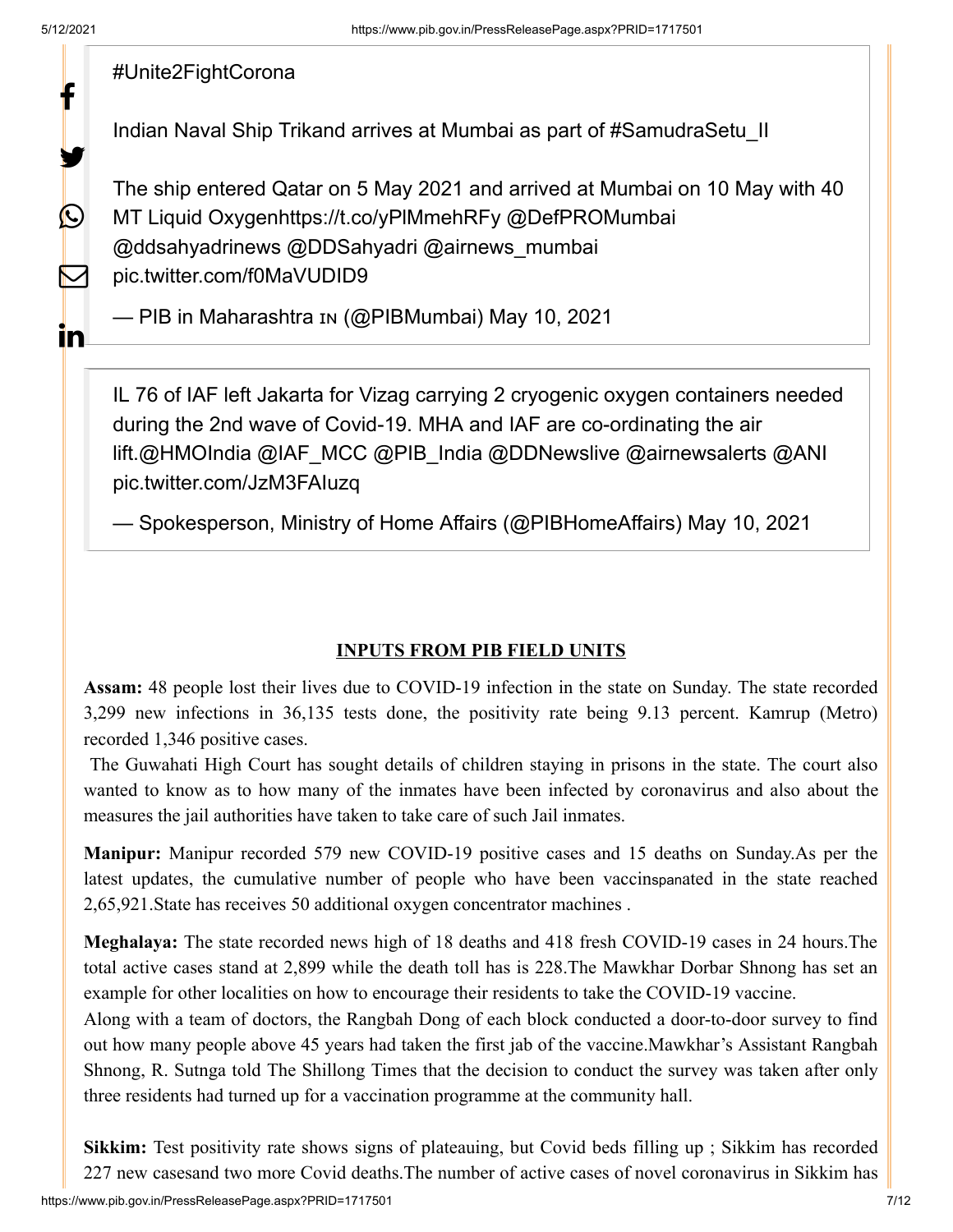#Unite2FightCorona

Indian Naval Ship Trikand arrives at Mumbai as part of #SamudraSetu_II

The ship entered Qatar on 5 May 2021 and arrived at Mumbai on 10 May with 40 MT Liquid Oxygenhttps://t.co/yPlMmehRFy @DefPROMumbai @ddsahyadrinews @DDSahyadri @airnews_mumbai pic.twitter.com/f0MaVUDID9

— PIB in Maharashtra ɪɴ (@PIBMumbai) May 10, 2021

IL 76 of IAF left Jakarta for Vizag carrying 2 cryogenic oxygen containers needed during the 2nd wave of Covid-19. MHA and IAF are co-ordinating the air lift.@HMOIndia @IAF_MCC @PIB_India @DDNewslive @airnewsalerts @ANI pic.twitter.com/JzM3FAIuzq

— Spokesperson, Ministry of Home Affairs (@PIBHomeAffairs) May 10, 2021

## INPUTS FROM PIB FIELD UNITS

**Assam:** 48 people lost their lives due to COVID-19 infection in the state on Sunday. The state recorded 3,299 new infections in 36,135 tests done, the positivity rate being 9.13 percent. Kamrup (Metro) recorded 1,346 positive cases.

The Guwahati High Court has sought details of children staying in prisons in the state. The court also wanted to know as to how many of the inmates have been infected by coronavirus and also about the measures the jail authorities have taken to take care of such Jail inmates.

**Manipur:** Manipur recorded 579 new COVID-19 positive cases and 15 deaths on Sunday.As per the latest updates, the cumulative number of people who have been vaccinspanated in the state reached 2,65,921.State has receives 50 additional oxygen concentrator machines .

**Meghalaya:** The state recorded news high of 18 deaths and 418 fresh COVID-19 cases in 24 hours.The total active cases stand at 2,899 while the death toll has is 228.The Mawkhar Dorbar Shnong has set an example for other localities on how to encourage their residents to take the COVID-19 vaccine.

Along with a team of doctors, the Rangbah Dong of each block conducted a door-to-door survey to find out how many people above 45 years had taken the first jab of the vaccine.Mawkhar's Assistant Rangbah Shnong, R. Sutnga told The Shillong Times that the decision to conduct the survey was taken after only three residents had turned up for a vaccination programme at the community hall.

**Sikkim:** Test positivity rate shows signs of plateauing, but Covid beds filling up ; Sikkim has recorded 227 new casesand two more Covid deaths.The number of active cases of novel coronavirus in Sikkim has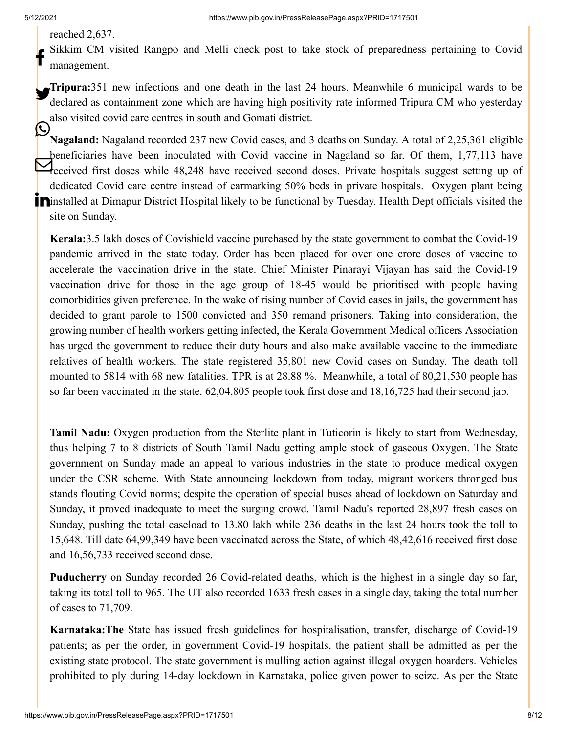reached 2,637.

Sikkim CM visited Rangpo and Melli check post to take stock of preparedness pertaining to Covid management.

**Tripura:**351 new infections and one death in the last 24 hours. Meanwhile 6 municipal wards to be declared as containment zone which are having high positivity rate informed Tripura CM who yesterday also visited covid care centres in south and Gomati district.

**Nagaland:** Nagaland recorded 237 new Covid cases, and 3 deaths on Sunday. A total of 2,25,361 eligible beneficiaries have been inoculated with Covid vaccine in Nagaland so far. Of them, 1,77,113 have received first doses while 48,248 have received second doses. Private hospitals suggest setting up of dedicated Covid care centre instead of earmarking 50% beds in private hospitals. Oxygen plant being installed at Dimapur District Hospital likely to be functional by Tuesday. Health Dept officials visited the site on Sunday.

**Kerala:**3.5 lakh doses of Covishield vaccine purchased by the state government to combat the Covid-19 pandemic arrived in the state today. Order has been placed for over one crore doses of vaccine to accelerate the vaccination drive in the state. Chief Minister Pinarayi Vijayan has said the Covid-19 vaccination drive for those in the age group of 18-45 would be prioritised with people having comorbidities given preference. In the wake of rising number of Covid cases in jails, the government has decided to grant parole to 1500 convicted and 350 remand prisoners. Taking into consideration, the growing number of health workers getting infected, the Kerala Government Medical officers Association has urged the government to reduce their duty hours and also make available vaccine to the immediate relatives of health workers. The state registered 35,801 new Covid cases on Sunday. The death toll mounted to 5814 with 68 new fatalities. TPR is at 28.88 %. Meanwhile, a total of 80,21,530 people has so far been vaccinated in the state. 62,04,805 people took first dose and 18,16,725 had their second jab.

**Tamil Nadu:** Oxygen production from the Sterlite plant in Tuticorin is likely to start from Wednesday, thus helping 7 to 8 districts of South Tamil Nadu getting ample stock of gaseous Oxygen. The State government on Sunday made an appeal to various industries in the state to produce medical oxygen under the CSR scheme. With State announcing lockdown from today, migrant workers thronged bus stands flouting Covid norms; despite the operation of special buses ahead of lockdown on Saturday and Sunday, it proved inadequate to meet the surging crowd. Tamil Nadu's reported 28,897 fresh cases on Sunday, pushing the total caseload to 13.80 lakh while 236 deaths in the last 24 hours took the toll to 15,648. Till date 64,99,349 have been vaccinated across the State, of which 48,42,616 received first dose and 16,56,733 received second dose.

**Puducherry** on Sunday recorded 26 Covid-related deaths, which is the highest in a single day so far, taking its total toll to 965. The UT also recorded 1633 fresh cases in a single day, taking the total number of cases to 71,709.

**Karnataka:The** State has issued fresh guidelines for hospitalisation, transfer, discharge of Covid-19 patients; as per the order, in government Covid-19 hospitals, the patient shall be admitted as per the existing state protocol. The state government is mulling action against illegal oxygen hoarders. Vehicles prohibited to ply during 14-day lockdown in Karnataka, police given power to seize. As per the State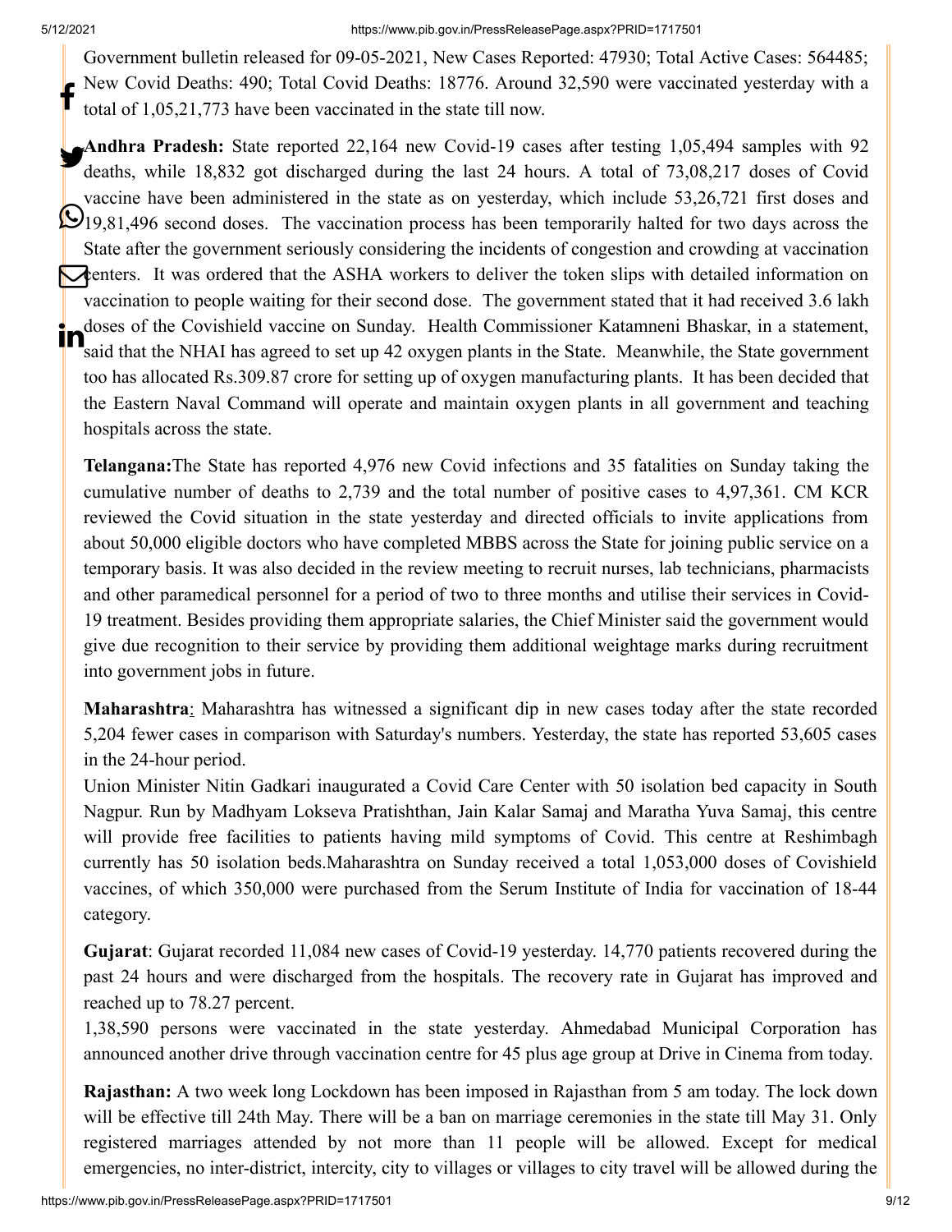Government bulletin released for 09-05-2021, New Cases Reported: 47930; Total Active Cases: 564485; New Covid Deaths: 490; Total Covid Deaths: 18776. Around 32,590 were vaccinated yesterday with a total of 1,05,21,773 have been vaccinated in the state till now.

**Andhra Pradesh:** State reported 22,164 new Covid-19 cases after testing 1,05,494 samples with 92 deaths, while 18,832 got discharged during the last 24 hours. A total of 73,08,217 doses of Covid vaccine have been administered in the state as on yesterday, which include 53,26,721 first doses and 19,81,496 second doses. The vaccination process has been temporarily halted for two days across the State after the government seriously considering the incidents of congestion and crowding at vaccination centers. It was ordered that the ASHA workers to deliver the token slips with detailed information on vaccination to people waiting for their second dose. The government stated that it had received 3.6 lakh doses of the Covishield vaccine on Sunday. Health Commissioner Katamneni Bhaskar, in a statement, said that the NHAI has agreed to set up 42 oxygen plants in the State. Meanwhile, the State government too has allocated Rs.309.87 crore for setting up of oxygen manufacturing plants. It has been decided that the Eastern Naval Command will operate and maintain oxygen plants in all government and teaching hospitals across the state.

**Telangana:**The State has reported 4,976 new Covid infections and 35 fatalities on Sunday taking the cumulative number of deaths to 2,739 and the total number of positive cases to 4,97,361. CM KCR reviewed the Covid situation in the state yesterday and directed officials to invite applications from about 50,000 eligible doctors who have completed MBBS across the State for joining public service on a temporary basis. It was also decided in the review meeting to recruit nurses, lab technicians, pharmacists and other paramedical personnel for a period of two to three months and utilise their services in Covid-19 treatment. Besides providing them appropriate salaries, the Chief Minister said the government would give due recognition to their service by providing them additional weightage marks during recruitment into government jobs in future.

**Maharashtra**: Maharashtra has witnessed a significant dip in new cases today after the state recorded 5,204 fewer cases in comparison with Saturday's numbers. Yesterday, the state has reported 53,605 cases in the 24-hour period.

Union Minister Nitin Gadkari inaugurated a Covid Care Center with 50 isolation bed capacity in South Nagpur. Run by Madhyam Lokseva Pratishthan, Jain Kalar Samaj and Maratha Yuva Samaj, this centre will provide free facilities to patients having mild symptoms of Covid. This centre at Reshimbagh currently has 50 isolation beds.Maharashtra on Sunday received a total 1,053,000 doses of Covishield vaccines, of which 350,000 were purchased from the Serum Institute of India for vaccination of 18-44 category.

**Gujarat**: Gujarat recorded 11,084 new cases of Covid-19 yesterday. 14,770 patients recovered during the past 24 hours and were discharged from the hospitals. The recovery rate in Gujarat has improved and reached up to 78.27 percent.

1,38,590 persons were vaccinated in the state yesterday. Ahmedabad Municipal Corporation has announced another drive through vaccination centre for 45 plus age group at Drive in Cinema from today.

**Rajasthan:** A two week long Lockdown has been imposed in Rajasthan from 5 am today. The lock down will be effective till 24th May. There will be a ban on marriage ceremonies in the state till May 31. Only registered marriages attended by not more than 11 people will be allowed. Except for medical emergencies, no inter-district, intercity, city to villages or villages to city travel will be allowed during the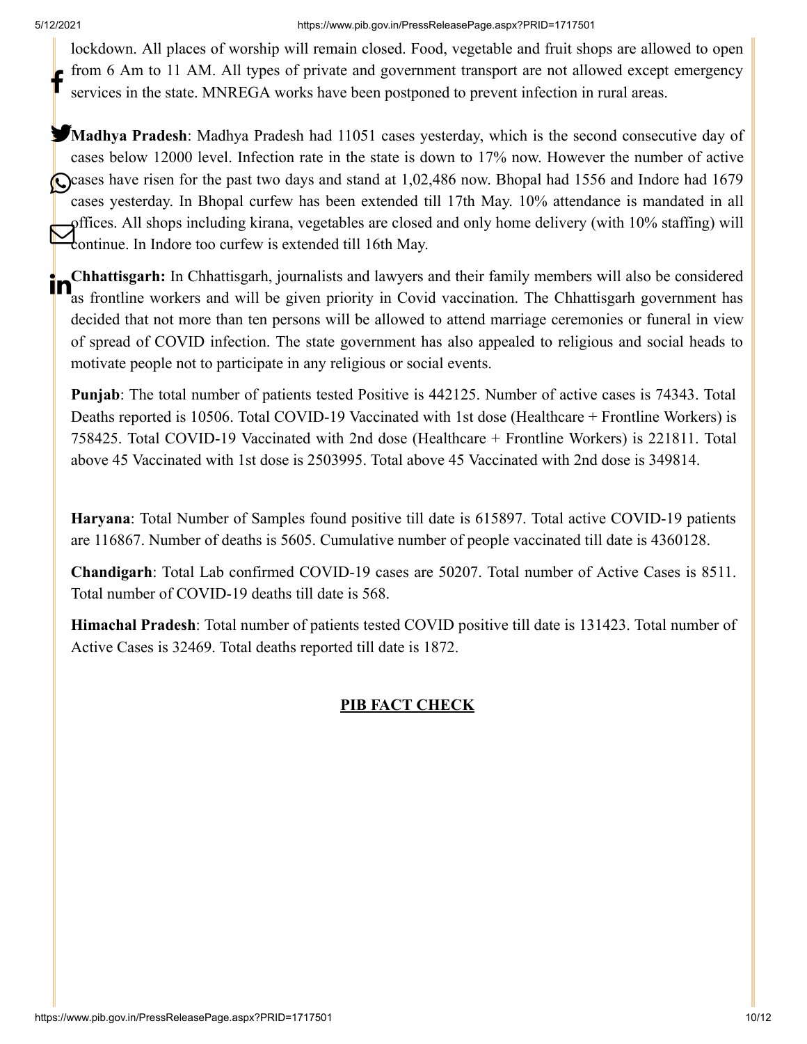lockdown. All places of worship will remain closed. Food, vegetable and fruit shops are allowed to open from 6 Am to 11 AM. All types of private and government transport are not allowed except emergency services in the state. MNREGA works have been postponed to prevent infection in rural areas.

**Madhya Pradesh**: Madhya Pradesh had 11051 cases yesterday, which is the second consecutive day of cases below 12000 level. Infection rate in the state is down to 17% now. However the number of active cases have risen for the past two days and stand at 1,02,486 now. Bhopal had 1556 and Indore had 1679 cases yesterday. In Bhopal curfew has been extended till 17th May. 10% attendance is mandated in all offices. All shops including kirana, vegetables are closed and only home delivery (with 10% staffing) will continue. In Indore too curfew is extended till 16th May.

**Chhattisgarh:** In Chhattisgarh, journalists and lawyers and their family members will also be considered as frontline workers and will be given priority in Covid vaccination. The Chhattisgarh government has decided that not more than ten persons will be allowed to attend marriage ceremonies or funeral in view of spread of COVID infection. The state government has also appealed to religious and social heads to motivate people not to participate in any religious or social events.

**Punjab**: The total number of patients tested Positive is 442125. Number of active cases is 74343. Total Deaths reported is 10506. Total COVID-19 Vaccinated with 1st dose (Healthcare + Frontline Workers) is 758425. Total COVID-19 Vaccinated with 2nd dose (Healthcare + Frontline Workers) is 221811. Total above 45 Vaccinated with 1st dose is 2503995. Total above 45 Vaccinated with 2nd dose is 349814.

**Haryana**: Total Number of Samples found positive till date is 615897. Total active COVID-19 patients are 116867. Number of deaths is 5605. Cumulative number of people vaccinated till date is 4360128.

**Chandigarh**: Total Lab confirmed COVID-19 cases are 50207. Total number of Active Cases is 8511. Total number of COVID-19 deaths till date is 568.

**Himachal Pradesh**: Total number of patients tested COVID positive till date is 131423. Total number of Active Cases is 32469. Total deaths reported till date is 1872.

**PIB FACT CHECK**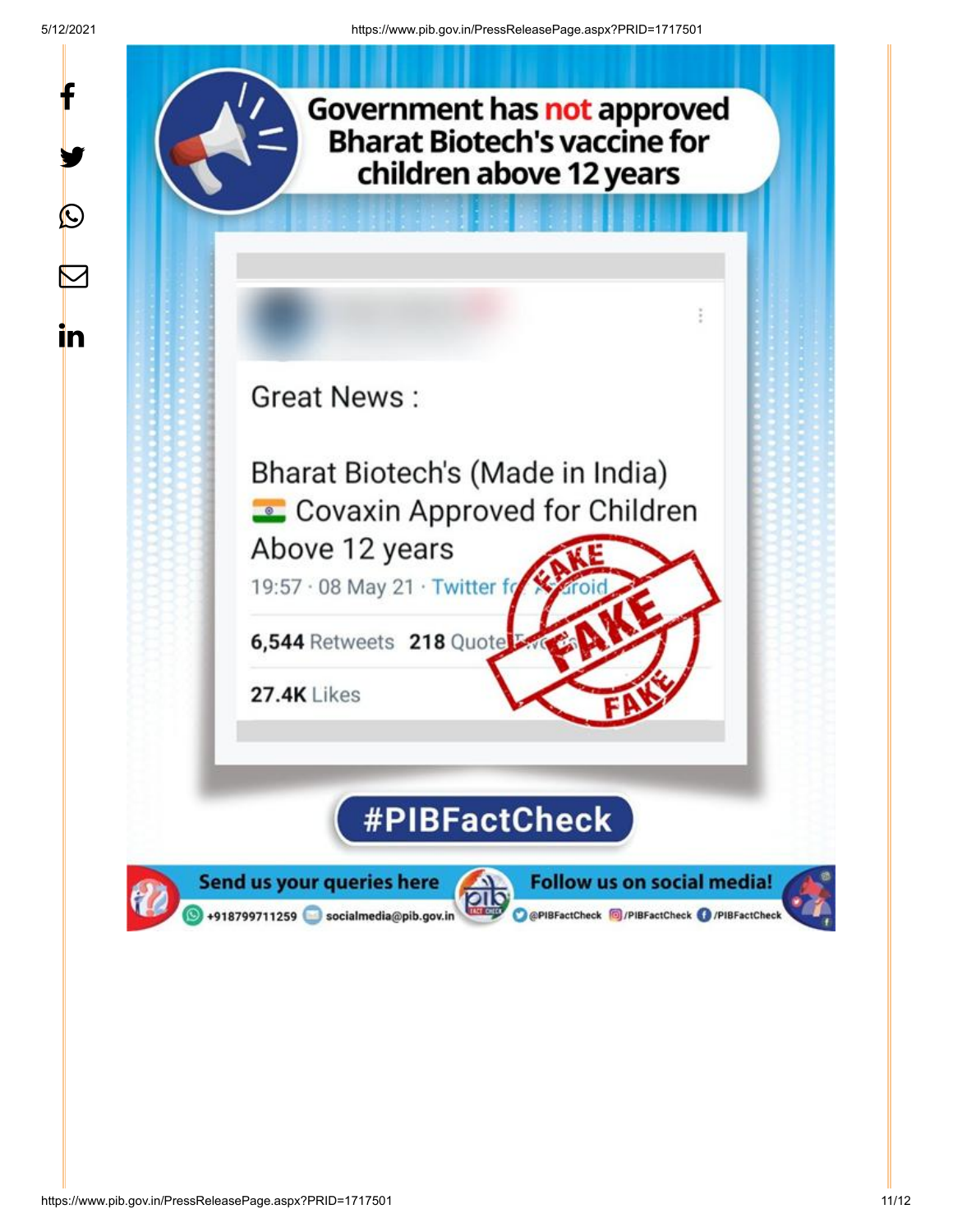# Government has not approved Bharat Biotech's vaccine for children above 12 years

Great News :

Bharat Biotech's (Made in India) 🇮🇳 Covaxin Approved for Children Above 12 years

19:57 · 08 May 21 · Twitter for Android

6,544 Retweets 218 Quote Tweets

27.4K Likes

FAKE

#PIBFactCheck

Send us your queries here: +918799711259 socialmedia@pib.gov.in

Follow us on social media! @PIBFactCheck /PIBFactCheck /PIBFactCheck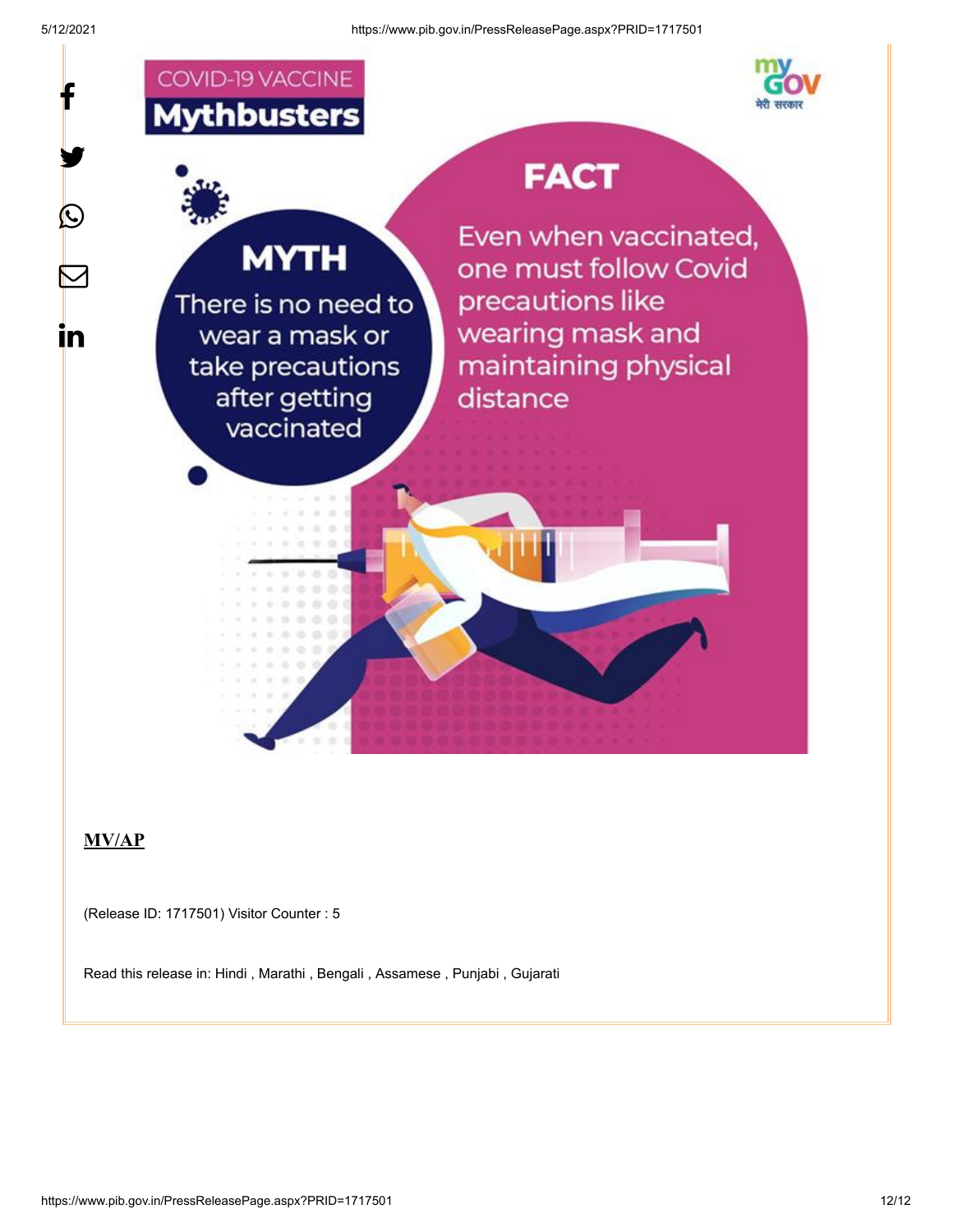COVID-19 VACCINE

**Mythbusters**

**MYTH**

There is no need to wear a mask or take precautions after getting vaccinated

**FACT**

Even when vaccinated, one must follow Covid precautions like wearing mask and maintaining physical distance

**MV/AP**

(Release ID: 1717501) Visitor Counter : 5

Read this release in: Hindi , Marathi , Bengali , Assamese , Punjabi , Gujarati